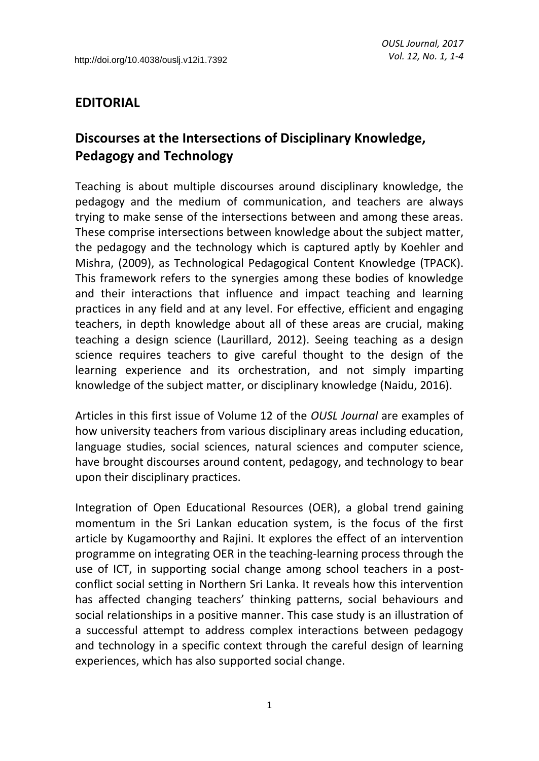## EDITORIAL

# Discourses at the Intersections of Disciplinary Knowledge, Pedagogy and Technology

Teaching is about multiple discourses around disciplinary knowledge, the pedagogy and the medium of communication, and teachers are always trying to make sense of the intersections between and among these areas. These comprise intersections between knowledge about the subject matter, the pedagogy and the technology which is captured aptly by Koehler and Mishra, (2009), as Technological Pedagogical Content Knowledge (TPACK). This framework refers to the synergies among these bodies of knowledge and their interactions that influence and impact teaching and learning practices in any field and at any level. For effective, efficient and engaging teachers, in depth knowledge about all of these areas are crucial, making teaching a design science (Laurillard, 2012). Seeing teaching as a design science requires teachers to give careful thought to the design of the learning experience and its orchestration, and not simply imparting knowledge of the subject matter, or disciplinary knowledge (Naidu, 2016).

Articles in this first issue of Volume 12 of the *OUSL Journal* are examples of how university teachers from various disciplinary areas including education, language studies, social sciences, natural sciences and computer science, have brought discourses around content, pedagogy, and technology to bear upon their disciplinary practices.

Integration of Open Educational Resources (OER), a global trend gaining momentum in the Sri Lankan education system, is the focus of the first article by Kugamoorthy and Rajini. It explores the effect of an intervention programme on integrating OER in the teaching-learning process through the use of ICT, in supporting social change among school teachers in a post-conflict social setting in Northern Sri Lanka. It reveals how this intervention has affected changing teachers' thinking patterns, social behaviours and social relationships in a positive manner. This case study is an illustration of a successful attempt to address complex interactions between pedagogy and technology in a specific context through the careful design of learning experiences, which has also supported social change.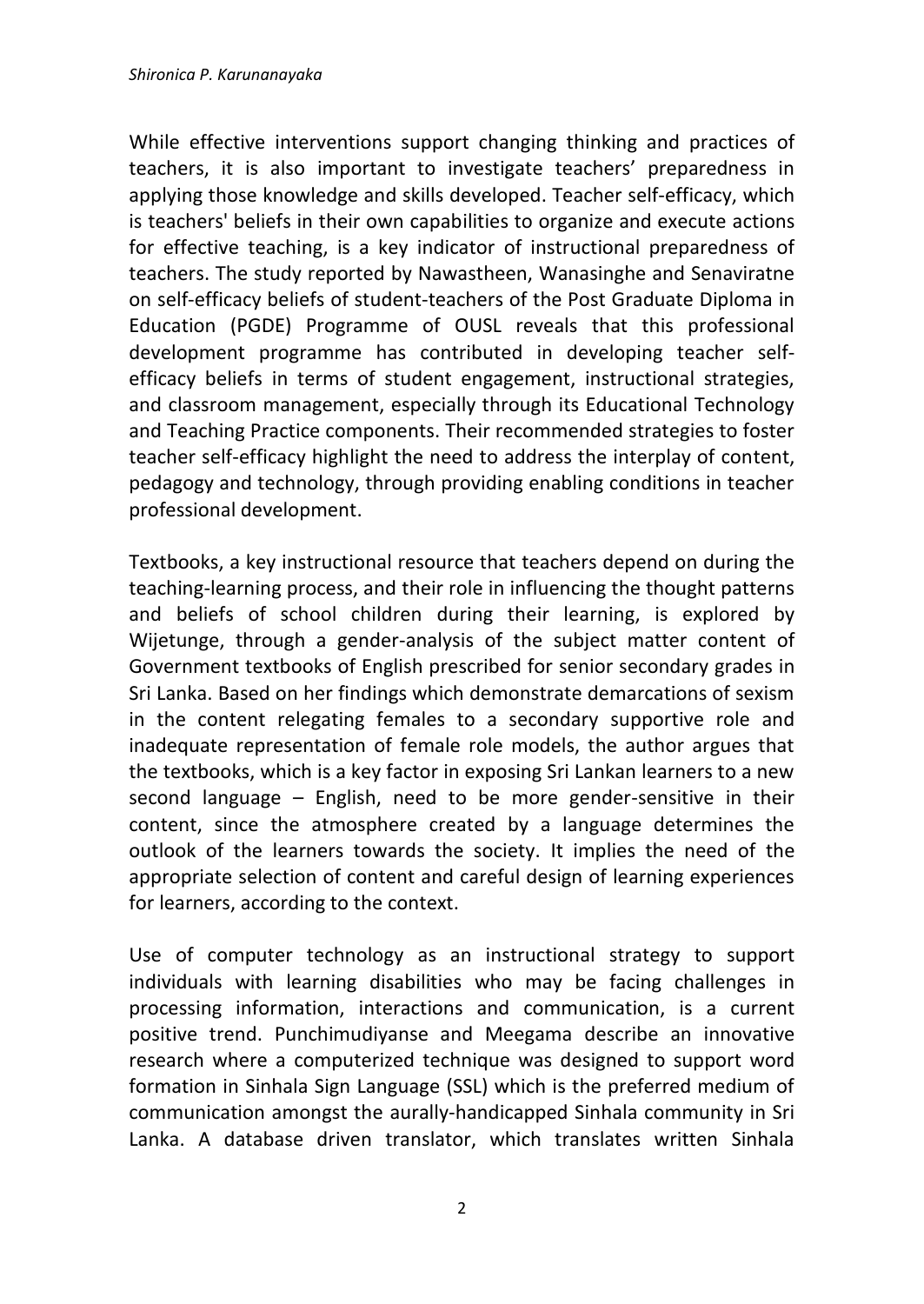While effective interventions support changing thinking and practices of teachers, it is also important to investigate teachers' preparedness in applying those knowledge and skills developed. Teacher self-efficacy, which is teachers' beliefs in their own capabilities to organize and execute actions for effective teaching, is a key indicator of instructional preparedness of teachers. The study reported by Nawastheen, Wanasinghe and Senaviratne on self-efficacy beliefs of student-teachers of the Post Graduate Diploma in Education (PGDE) Programme of OUSL reveals that this professional development programme has contributed in developing teacher self-efficacy beliefs in terms of student engagement, instructional strategies, and classroom management, especially through its Educational Technology and Teaching Practice components. Their recommended strategies to foster teacher self-efficacy highlight the need to address the interplay of content, pedagogy and technology, through providing enabling conditions in teacher professional development.

Textbooks, a key instructional resource that teachers depend on during the teaching-learning process, and their role in influencing the thought patterns and beliefs of school children during their learning, is explored by Wijetunge, through a gender-analysis of the subject matter content of Government textbooks of English prescribed for senior secondary grades in Sri Lanka. Based on her findings which demonstrate demarcations of sexism in the content relegating females to a secondary supportive role and inadequate representation of female role models, the author argues that the textbooks, which is a key factor in exposing Sri Lankan learners to a new second language – English, need to be more gender-sensitive in their content, since the atmosphere created by a language determines the outlook of the learners towards the society. It implies the need of the appropriate selection of content and careful design of learning experiences for learners, according to the context.

Use of computer technology as an instructional strategy to support individuals with learning disabilities who may be facing challenges in processing information, interactions and communication, is a current positive trend. Punchimudiyanse and Meegama describe an innovative research where a computerized technique was designed to support word formation in Sinhala Sign Language (SSL) which is the preferred medium of communication amongst the aurally-handicapped Sinhala community in Sri Lanka. A database driven translator, which translates written Sinhala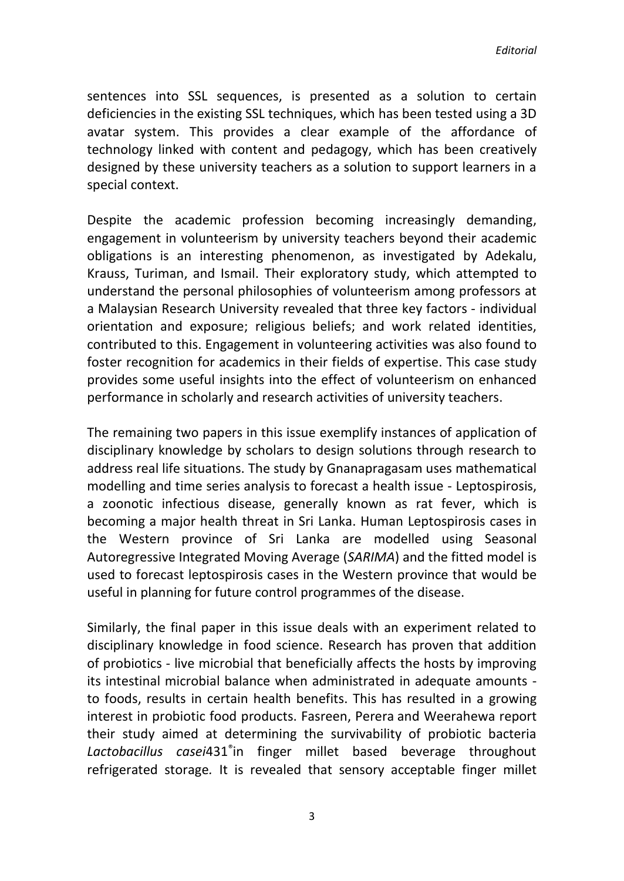sentences into SSL sequences, is presented as a solution to certain deficiencies in the existing SSL techniques, which has been tested using a 3D avatar system. This provides a clear example of the affordance of technology linked with content and pedagogy, which has been creatively designed by these university teachers as a solution to support learners in a special context.

Despite the academic profession becoming increasingly demanding, engagement in volunteerism by university teachers beyond their academic obligations is an interesting phenomenon, as investigated by Adekalu, Krauss, Turiman, and Ismail. Their exploratory study, which attempted to understand the personal philosophies of volunteerism among professors at a Malaysian Research University revealed that three key factors - individual orientation and exposure; religious beliefs; and work related identities, contributed to this. Engagement in volunteering activities was also found to foster recognition for academics in their fields of expertise. This case study provides some useful insights into the effect of volunteerism on enhanced performance in scholarly and research activities of university teachers.

The remaining two papers in this issue exemplify instances of application of disciplinary knowledge by scholars to design solutions through research to address real life situations. The study by Gnanapragasam uses mathematical modelling and time series analysis to forecast a health issue - Leptospirosis, a zoonotic infectious disease, generally known as rat fever, which is becoming a major health threat in Sri Lanka. Human Leptospirosis cases in the Western province of Sri Lanka are modelled using Seasonal Autoregressive Integrated Moving Average (*SARIMA*) and the fitted model is used to forecast leptospirosis cases in the Western province that would be useful in planning for future control programmes of the disease.

Similarly, the final paper in this issue deals with an experiment related to disciplinary knowledge in food science. Research has proven that addition of probiotics - live microbial that beneficially affects the hosts by improving its intestinal microbial balance when administrated in adequate amounts - to foods, results in certain health benefits. This has resulted in a growing interest in probiotic food products. Fasreen, Perera and Weerahewa report their study aimed at determining the survivability of probiotic bacteria *Lactobacillus casei*431®in finger millet based beverage throughout refrigerated storage. It is revealed that sensory acceptable finger millet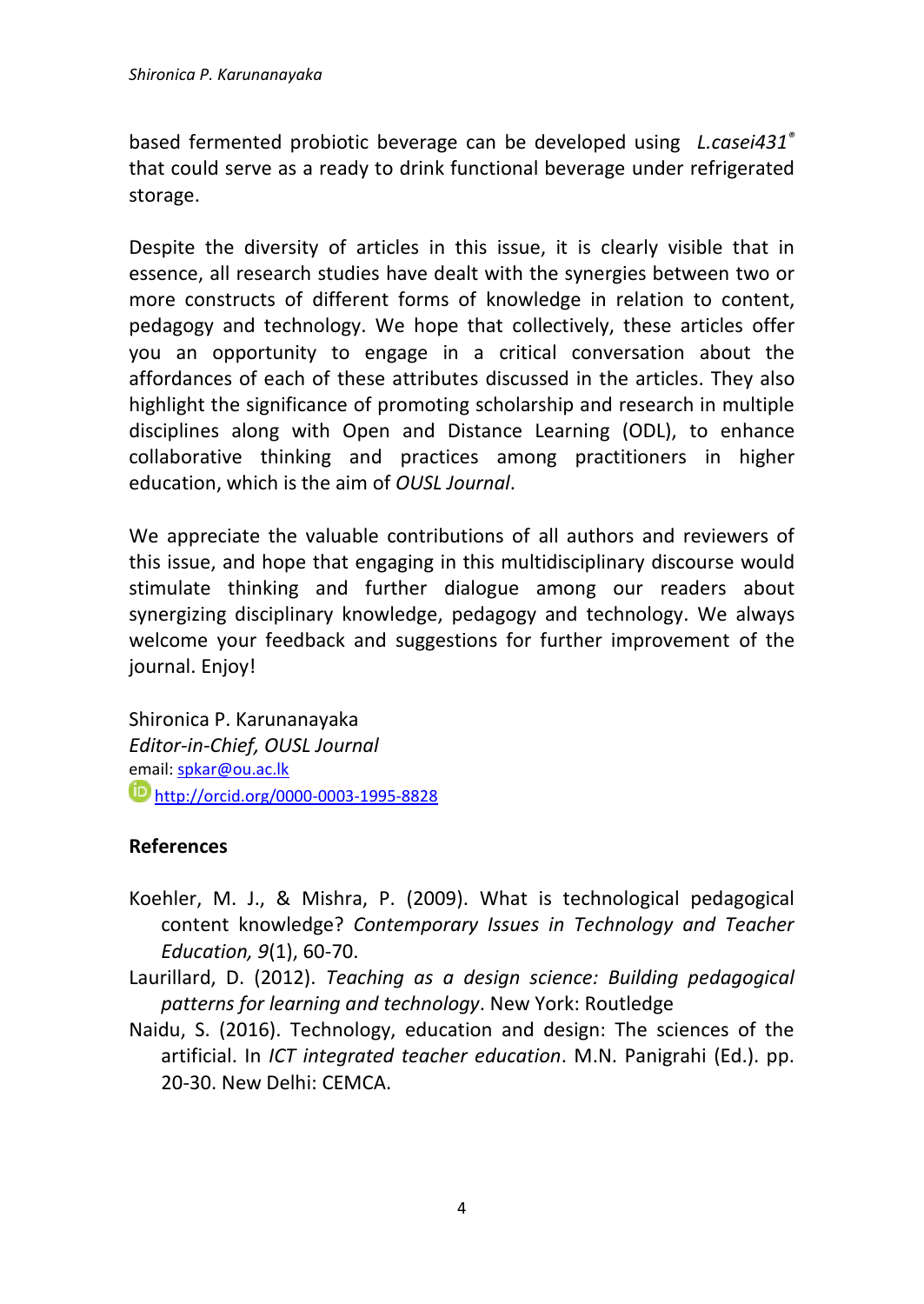based fermented probiotic beverage can be developed using *L.casei431*® that could serve as a ready to drink functional beverage under refrigerated storage.

Despite the diversity of articles in this issue, it is clearly visible that in essence, all research studies have dealt with the synergies between two or more constructs of different forms of knowledge in relation to content, pedagogy and technology. We hope that collectively, these articles offer you an opportunity to engage in a critical conversation about the affordances of each of these attributes discussed in the articles. They also highlight the significance of promoting scholarship and research in multiple disciplines along with Open and Distance Learning (ODL), to enhance collaborative thinking and practices among practitioners in higher education, which is the aim of *OUSL Journal*.

We appreciate the valuable contributions of all authors and reviewers of this issue, and hope that engaging in this multidisciplinary discourse would stimulate thinking and further dialogue among our readers about synergizing disciplinary knowledge, pedagogy and technology. We always welcome your feedback and suggestions for further improvement of the journal. Enjoy!

Shironica P. Karunanayaka
*Editor-in-Chief, OUSL Journal*
email: spkar@ou.ac.lk
http://orcid.org/0000-0003-1995-8828

## References

Koehler, M. J., & Mishra, P. (2009). What is technological pedagogical content knowledge? *Contemporary Issues in Technology and Teacher Education, 9*(1), 60-70.

Laurillard, D. (2012). *Teaching as a design science: Building pedagogical patterns for learning and technology*. New York: Routledge

Naidu, S. (2016). Technology, education and design: The sciences of the artificial. In *ICT integrated teacher education*. M.N. Panigrahi (Ed.). pp. 20-30. New Delhi: CEMCA.